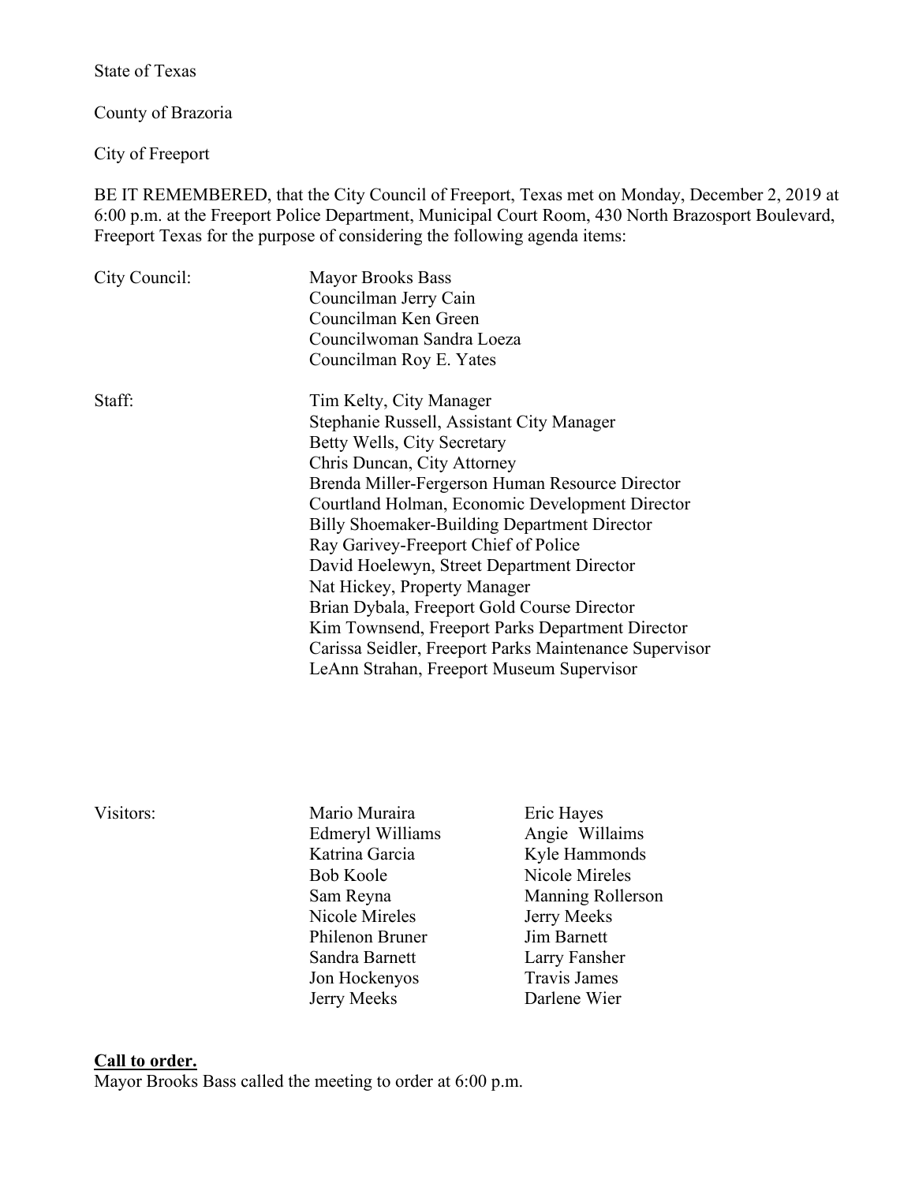State of Texas

County of Brazoria

City of Freeport

BE IT REMEMBERED, that the City Council of Freeport, Texas met on Monday, December 2, 2019 at 6:00 p.m. at the Freeport Police Department, Municipal Court Room, 430 North Brazosport Boulevard, Freeport Texas for the purpose of considering the following agenda items:

City Council:

- Mayor Brooks Bass
- Councilman Jerry Cain
- Councilman Ken Green
- Councilwoman Sandra Loeza
- Councilman Roy E. Yates

Staff:

- Tim Kelty, City Manager
- Stephanie Russell, Assistant City Manager
- Betty Wells, City Secretary
- Chris Duncan, City Attorney
- Brenda Miller-Fergerson Human Resource Director
- Courtland Holman, Economic Development Director
- Billy Shoemaker-Building Department Director
- Ray Garivey-Freeport Chief of Police
- David Hoelewyn, Street Department Director
- Nat Hickey, Property Manager
- Brian Dybala, Freeport Gold Course Director
- Kim Townsend, Freeport Parks Department Director
- Carissa Seidler, Freeport Parks Maintenance Supervisor
- LeAnn Strahan, Freeport Museum Supervisor

Visitors:

- Mario Muraira
- Edmeryl Williams
- Katrina Garcia
- Bob Koole
- Sam Reyna
- Nicole Mireles
- Philenon Bruner
- Sandra Barnett
- Jon Hockenyos
- Jerry Meeks
- Eric Hayes
- Angie Willaims
- Kyle Hammonds
- Nicole Mireles
- Manning Rollerson
- Jerry Meeks
- Jim Barnett
- Larry Fansher
- Travis James
- Darlene Wier

**Call to order.**

Mayor Brooks Bass called the meeting to order at 6:00 p.m.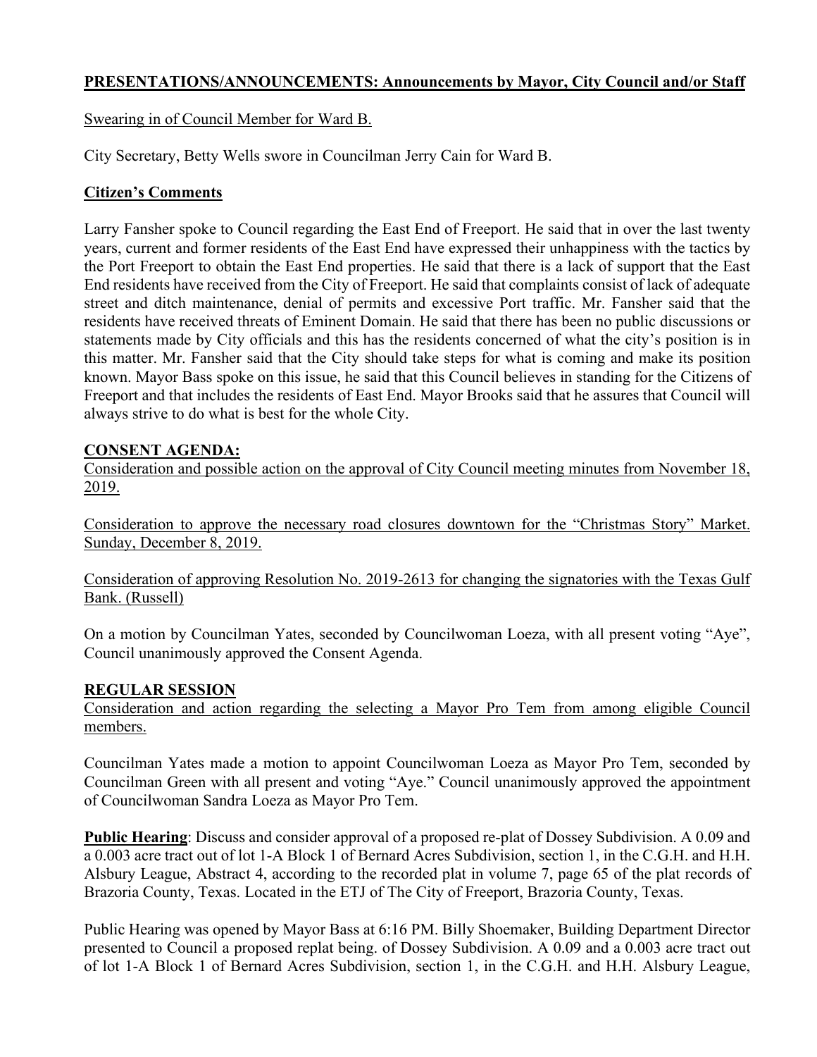**PRESENTATIONS/ANNOUNCEMENTS: Announcements by Mayor, City Council and/or Staff**

Swearing in of Council Member for Ward B.

City Secretary, Betty Wells swore in Councilman Jerry Cain for Ward B.

**Citizen's Comments**

Larry Fansher spoke to Council regarding the East End of Freeport. He said that in over the last twenty years, current and former residents of the East End have expressed their unhappiness with the tactics by the Port Freeport to obtain the East End properties. He said that there is a lack of support that the East End residents have received from the City of Freeport. He said that complaints consist of lack of adequate street and ditch maintenance, denial of permits and excessive Port traffic. Mr. Fansher said that the residents have received threats of Eminent Domain. He said that there has been no public discussions or statements made by City officials and this has the residents concerned of what the city's position is in this matter. Mr. Fansher said that the City should take steps for what is coming and make its position known. Mayor Bass spoke on this issue, he said that this Council believes in standing for the Citizens of Freeport and that includes the residents of East End. Mayor Brooks said that he assures that Council will always strive to do what is best for the whole City.

**CONSENT AGENDA:**

Consideration and possible action on the approval of City Council meeting minutes from November 18, 2019.

Consideration to approve the necessary road closures downtown for the "Christmas Story" Market. Sunday, December 8, 2019.

Consideration of approving Resolution No. 2019-2613 for changing the signatories with the Texas Gulf Bank. (Russell)

On a motion by Councilman Yates, seconded by Councilwoman Loeza, with all present voting "Aye", Council unanimously approved the Consent Agenda.

**REGULAR SESSION**

Consideration and action regarding the selecting a Mayor Pro Tem from among eligible Council members.

Councilman Yates made a motion to appoint Councilwoman Loeza as Mayor Pro Tem, seconded by Councilman Green with all present and voting "Aye." Council unanimously approved the appointment of Councilwoman Sandra Loeza as Mayor Pro Tem.

**Public Hearing**: Discuss and consider approval of a proposed re-plat of Dossey Subdivision. A 0.09 and a 0.003 acre tract out of lot 1-A Block 1 of Bernard Acres Subdivision, section 1, in the C.G.H. and H.H. Alsbury League, Abstract 4, according to the recorded plat in volume 7, page 65 of the plat records of Brazoria County, Texas. Located in the ETJ of The City of Freeport, Brazoria County, Texas.

Public Hearing was opened by Mayor Bass at 6:16 PM. Billy Shoemaker, Building Department Director presented to Council a proposed replat being. of Dossey Subdivision. A 0.09 and a 0.003 acre tract out of lot 1-A Block 1 of Bernard Acres Subdivision, section 1, in the C.G.H. and H.H. Alsbury League,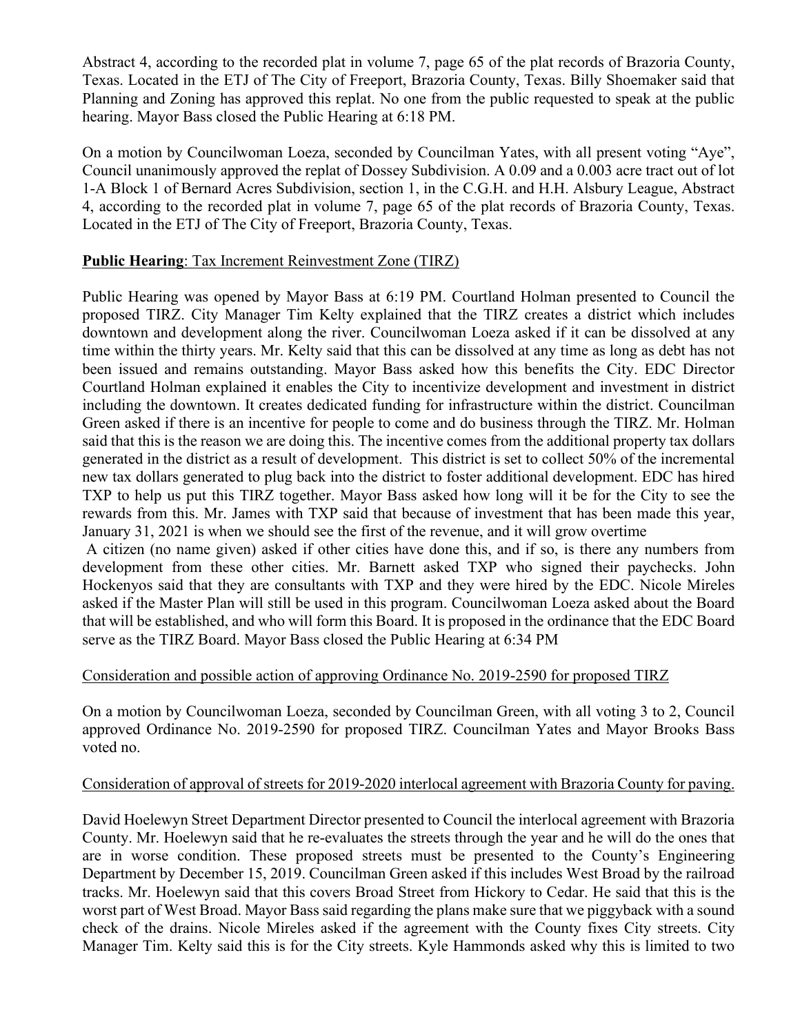Abstract 4, according to the recorded plat in volume 7, page 65 of the plat records of Brazoria County, Texas. Located in the ETJ of The City of Freeport, Brazoria County, Texas. Billy Shoemaker said that Planning and Zoning has approved this replat. No one from the public requested to speak at the public hearing. Mayor Bass closed the Public Hearing at 6:18 PM.

On a motion by Councilwoman Loeza, seconded by Councilman Yates, with all present voting "Aye", Council unanimously approved the replat of Dossey Subdivision. A 0.09 and a 0.003 acre tract out of lot 1-A Block 1 of Bernard Acres Subdivision, section 1, in the C.G.H. and H.H. Alsbury League, Abstract 4, according to the recorded plat in volume 7, page 65 of the plat records of Brazoria County, Texas. Located in the ETJ of The City of Freeport, Brazoria County, Texas.

**Public Hearing**: Tax Increment Reinvestment Zone (TIRZ)

Public Hearing was opened by Mayor Bass at 6:19 PM. Courtland Holman presented to Council the proposed TIRZ. City Manager Tim Kelty explained that the TIRZ creates a district which includes downtown and development along the river. Councilwoman Loeza asked if it can be dissolved at any time within the thirty years. Mr. Kelty said that this can be dissolved at any time as long as debt has not been issued and remains outstanding. Mayor Bass asked how this benefits the City. EDC Director Courtland Holman explained it enables the City to incentivize development and investment in district including the downtown. It creates dedicated funding for infrastructure within the district. Councilman Green asked if there is an incentive for people to come and do business through the TIRZ. Mr. Holman said that this is the reason we are doing this. The incentive comes from the additional property tax dollars generated in the district as a result of development. This district is set to collect 50% of the incremental new tax dollars generated to plug back into the district to foster additional development. EDC has hired TXP to help us put this TIRZ together. Mayor Bass asked how long will it be for the City to see the rewards from this. Mr. James with TXP said that because of investment that has been made this year, January 31, 2021 is when we should see the first of the revenue, and it will grow overtime

A citizen (no name given) asked if other cities have done this, and if so, is there any numbers from development from these other cities. Mr. Barnett asked TXP who signed their paychecks. John Hockenyos said that they are consultants with TXP and they were hired by the EDC. Nicole Mireles asked if the Master Plan will still be used in this program. Councilwoman Loeza asked about the Board that will be established, and who will form this Board. It is proposed in the ordinance that the EDC Board serve as the TIRZ Board. Mayor Bass closed the Public Hearing at 6:34 PM

Consideration and possible action of approving Ordinance No. 2019-2590 for proposed TIRZ

On a motion by Councilwoman Loeza, seconded by Councilman Green, with all voting 3 to 2, Council approved Ordinance No. 2019-2590 for proposed TIRZ. Councilman Yates and Mayor Brooks Bass voted no.

Consideration of approval of streets for 2019-2020 interlocal agreement with Brazoria County for paving.

David Hoelewyn Street Department Director presented to Council the interlocal agreement with Brazoria County. Mr. Hoelewyn said that he re-evaluates the streets through the year and he will do the ones that are in worse condition. These proposed streets must be presented to the County's Engineering Department by December 15, 2019. Councilman Green asked if this includes West Broad by the railroad tracks. Mr. Hoelewyn said that this covers Broad Street from Hickory to Cedar. He said that this is the worst part of West Broad. Mayor Bass said regarding the plans make sure that we piggyback with a sound check of the drains. Nicole Mireles asked if the agreement with the County fixes City streets. City Manager Tim. Kelty said this is for the City streets. Kyle Hammonds asked why this is limited to two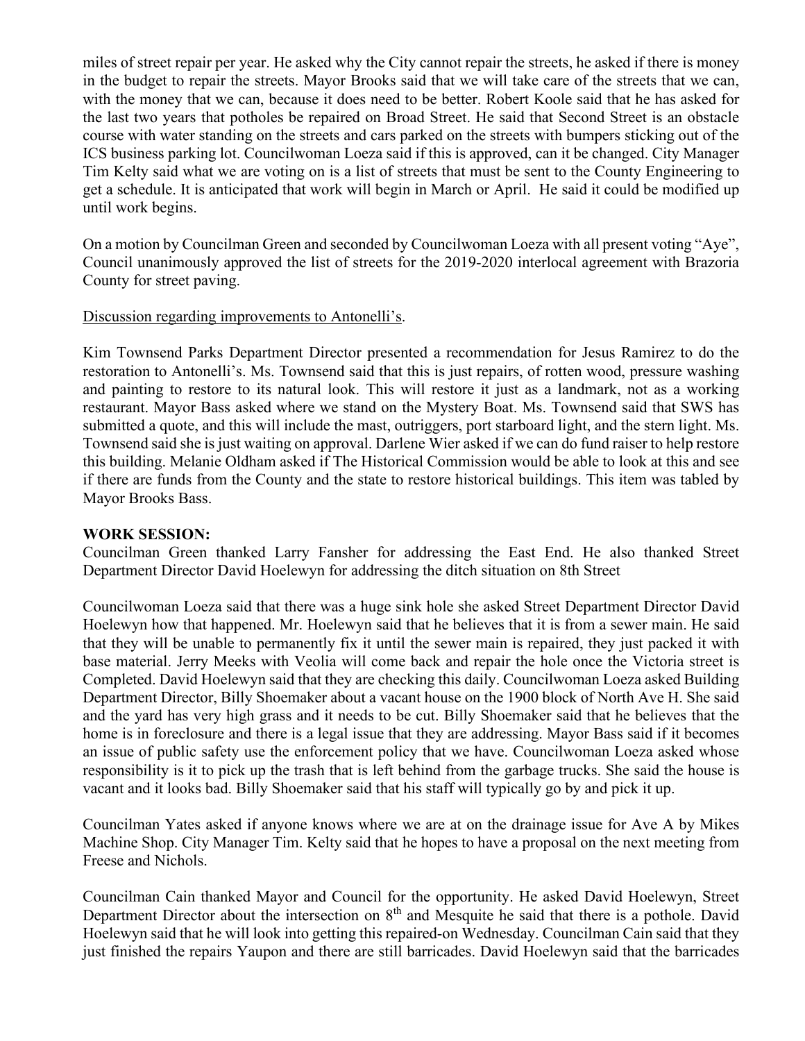miles of street repair per year. He asked why the City cannot repair the streets, he asked if there is money in the budget to repair the streets. Mayor Brooks said that we will take care of the streets that we can, with the money that we can, because it does need to be better. Robert Koole said that he has asked for the last two years that potholes be repaired on Broad Street. He said that Second Street is an obstacle course with water standing on the streets and cars parked on the streets with bumpers sticking out of the ICS business parking lot. Councilwoman Loeza said if this is approved, can it be changed. City Manager Tim Kelty said what we are voting on is a list of streets that must be sent to the County Engineering to get a schedule. It is anticipated that work will begin in March or April. He said it could be modified up until work begins.

On a motion by Councilman Green and seconded by Councilwoman Loeza with all present voting "Aye", Council unanimously approved the list of streets for the 2019-2020 interlocal agreement with Brazoria County for street paving.

<u>Discussion regarding improvements to Antonelli's</u>.

Kim Townsend Parks Department Director presented a recommendation for Jesus Ramirez to do the restoration to Antonelli's. Ms. Townsend said that this is just repairs, of rotten wood, pressure washing and painting to restore to its natural look. This will restore it just as a landmark, not as a working restaurant. Mayor Bass asked where we stand on the Mystery Boat. Ms. Townsend said that SWS has submitted a quote, and this will include the mast, outriggers, port starboard light, and the stern light. Ms. Townsend said she is just waiting on approval. Darlene Wier asked if we can do fund raiser to help restore this building. Melanie Oldham asked if The Historical Commission would be able to look at this and see if there are funds from the County and the state to restore historical buildings. This item was tabled by Mayor Brooks Bass.

**WORK SESSION:**

Councilman Green thanked Larry Fansher for addressing the East End. He also thanked Street Department Director David Hoelewyn for addressing the ditch situation on 8th Street

Councilwoman Loeza said that there was a huge sink hole she asked Street Department Director David Hoelewyn how that happened. Mr. Hoelewyn said that he believes that it is from a sewer main. He said that they will be unable to permanently fix it until the sewer main is repaired, they just packed it with base material. Jerry Meeks with Veolia will come back and repair the hole once the Victoria street is Completed. David Hoelewyn said that they are checking this daily. Councilwoman Loeza asked Building Department Director, Billy Shoemaker about a vacant house on the 1900 block of North Ave H. She said and the yard has very high grass and it needs to be cut. Billy Shoemaker said that he believes that the home is in foreclosure and there is a legal issue that they are addressing. Mayor Bass said if it becomes an issue of public safety use the enforcement policy that we have. Councilwoman Loeza asked whose responsibility is it to pick up the trash that is left behind from the garbage trucks. She said the house is vacant and it looks bad. Billy Shoemaker said that his staff will typically go by and pick it up.

Councilman Yates asked if anyone knows where we are at on the drainage issue for Ave A by Mikes Machine Shop. City Manager Tim. Kelty said that he hopes to have a proposal on the next meeting from Freese and Nichols.

Councilman Cain thanked Mayor and Council for the opportunity. He asked David Hoelewyn, Street Department Director about the intersection on 8th and Mesquite he said that there is a pothole. David Hoelewyn said that he will look into getting this repaired-on Wednesday. Councilman Cain said that they just finished the repairs Yaupon and there are still barricades. David Hoelewyn said that the barricades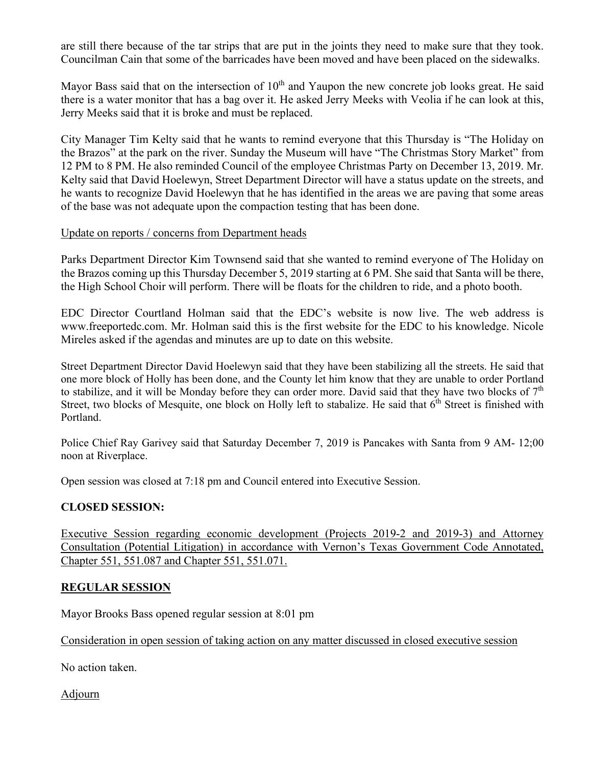are still there because of the tar strips that are put in the joints they need to make sure that they took. Councilman Cain that some of the barricades have been moved and have been placed on the sidewalks.

Mayor Bass said that on the intersection of 10th and Yaupon the new concrete job looks great. He said there is a water monitor that has a bag over it. He asked Jerry Meeks with Veolia if he can look at this, Jerry Meeks said that it is broke and must be replaced.

City Manager Tim Kelty said that he wants to remind everyone that this Thursday is "The Holiday on the Brazos" at the park on the river. Sunday the Museum will have "The Christmas Story Market" from 12 PM to 8 PM. He also reminded Council of the employee Christmas Party on December 13, 2019. Mr. Kelty said that David Hoelewyn, Street Department Director will have a status update on the streets, and he wants to recognize David Hoelewyn that he has identified in the areas we are paving that some areas of the base was not adequate upon the compaction testing that has been done.

Update on reports / concerns from Department heads

Parks Department Director Kim Townsend said that she wanted to remind everyone of The Holiday on the Brazos coming up this Thursday December 5, 2019 starting at 6 PM. She said that Santa will be there, the High School Choir will perform. There will be floats for the children to ride, and a photo booth.

EDC Director Courtland Holman said that the EDC's website is now live. The web address is www.freeportedc.com. Mr. Holman said this is the first website for the EDC to his knowledge. Nicole Mireles asked if the agendas and minutes are up to date on this website.

Street Department Director David Hoelewyn said that they have been stabilizing all the streets. He said that one more block of Holly has been done, and the County let him know that they are unable to order Portland to stabilize, and it will be Monday before they can order more. David said that they have two blocks of 7th Street, two blocks of Mesquite, one block on Holly left to stabalize. He said that 6th Street is finished with Portland.

Police Chief Ray Garivey said that Saturday December 7, 2019 is Pancakes with Santa from 9 AM- 12;00 noon at Riverplace.

Open session was closed at 7:18 pm and Council entered into Executive Session.

**CLOSED SESSION:**

Executive Session regarding economic development (Projects 2019-2 and 2019-3) and Attorney Consultation (Potential Litigation) in accordance with Vernon's Texas Government Code Annotated, Chapter 551, 551.087 and Chapter 551, 551.071.

**REGULAR SESSION**

Mayor Brooks Bass opened regular session at 8:01 pm

Consideration in open session of taking action on any matter discussed in closed executive session

No action taken.

Adjourn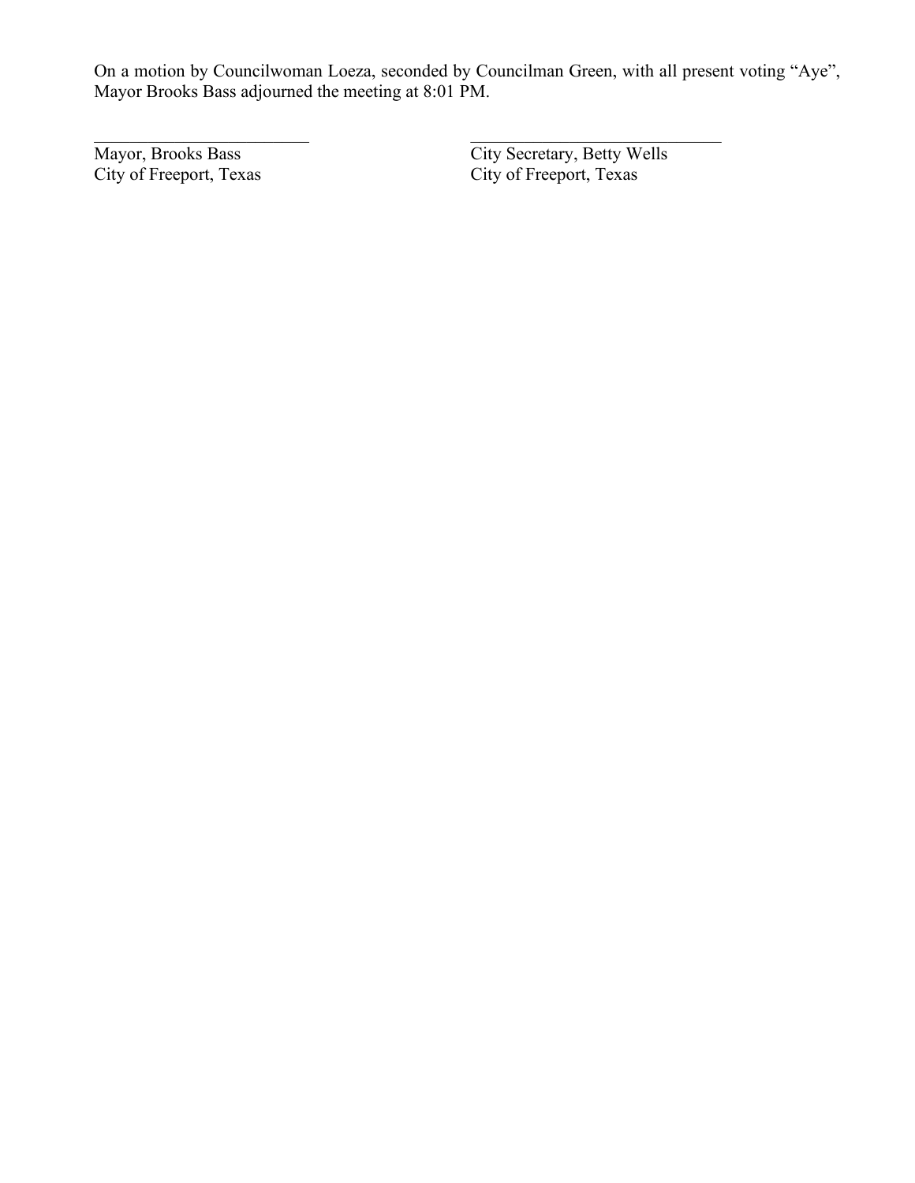On a motion by Councilwoman Loeza, seconded by Councilman Green, with all present voting "Aye", Mayor Brooks Bass adjourned the meeting at 8:01 PM.

| | |
|---|---|
| _________________________ | _____________________________ |
| Mayor, Brooks Bass | City Secretary, Betty Wells |
| City of Freeport, Texas | City of Freeport, Texas |